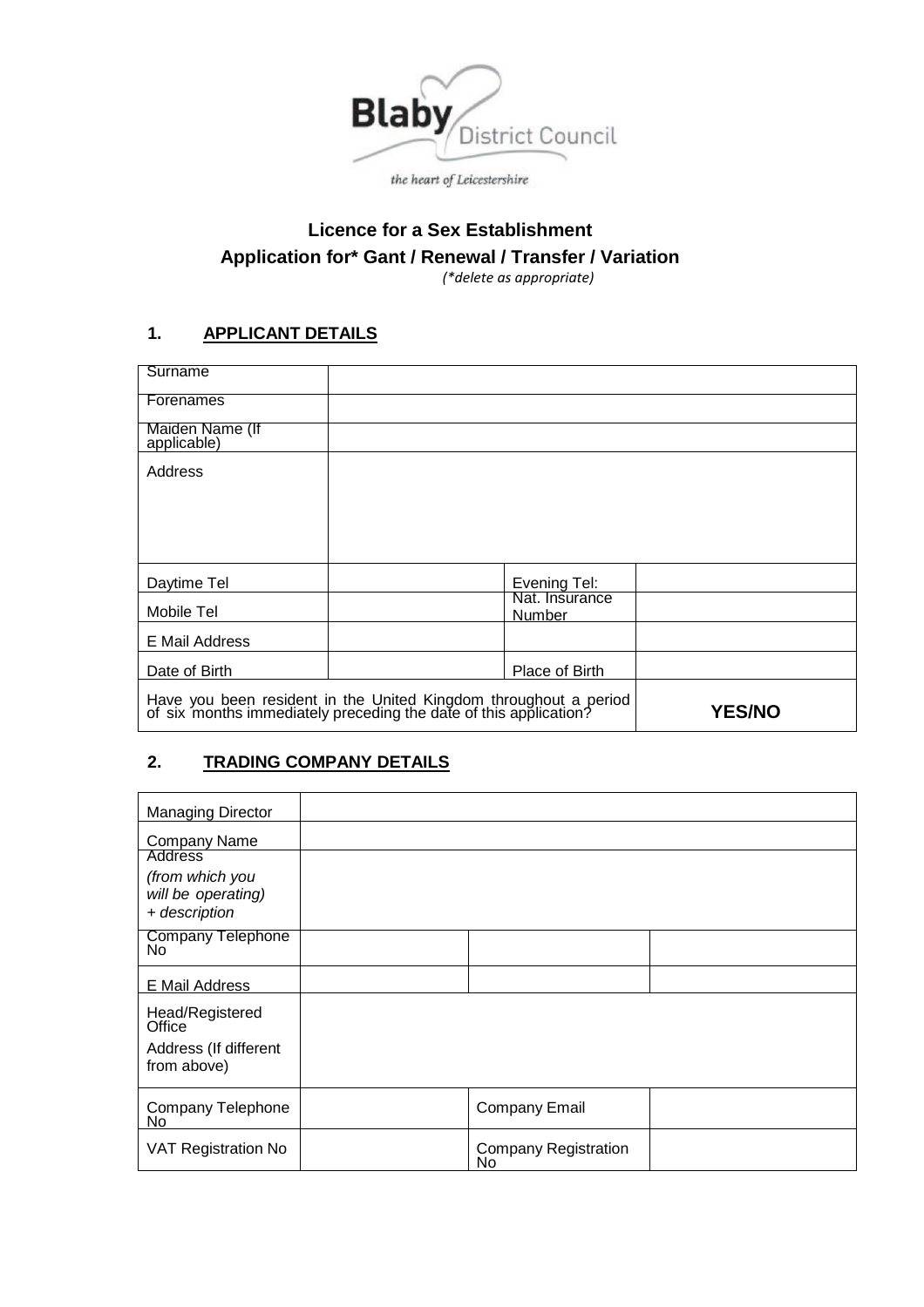Blaby District Council

*the heart of Leicestershire*

# Licence for a Sex Establishment

## Application for* Gant / Renewal / Transfer / Variation

*(*delete as appropriate)*

### 1. APPLICANT DETAILS

| | | | |
|---|---|---|---|
| Surname | | | |
| Forenames | | | |
| Maiden Name (If applicable) | | | |
| Address | | | |
| Daytime Tel | | Evening Tel: | |
| Mobile Tel | | Nat. Insurance Number | |
| E Mail Address | | | |
| Date of Birth | | Place of Birth | |
| Have you been resident in the United Kingdom throughout a period of six months immediately preceding the date of this application? | | | **YES/NO** |

### 2. TRADING COMPANY DETAILS

| | | | |
|---|---|---|---|
| Managing Director | | | |
| Company Name | | | |
| Address *(from which you will be operating) + description* | | | |
| Company Telephone No | | | |
| E Mail Address | | | |
| Head/Registered Office Address (If different from above) | | | |
| Company Telephone No | | Company Email | |
| VAT Registration No | | Company Registration No | |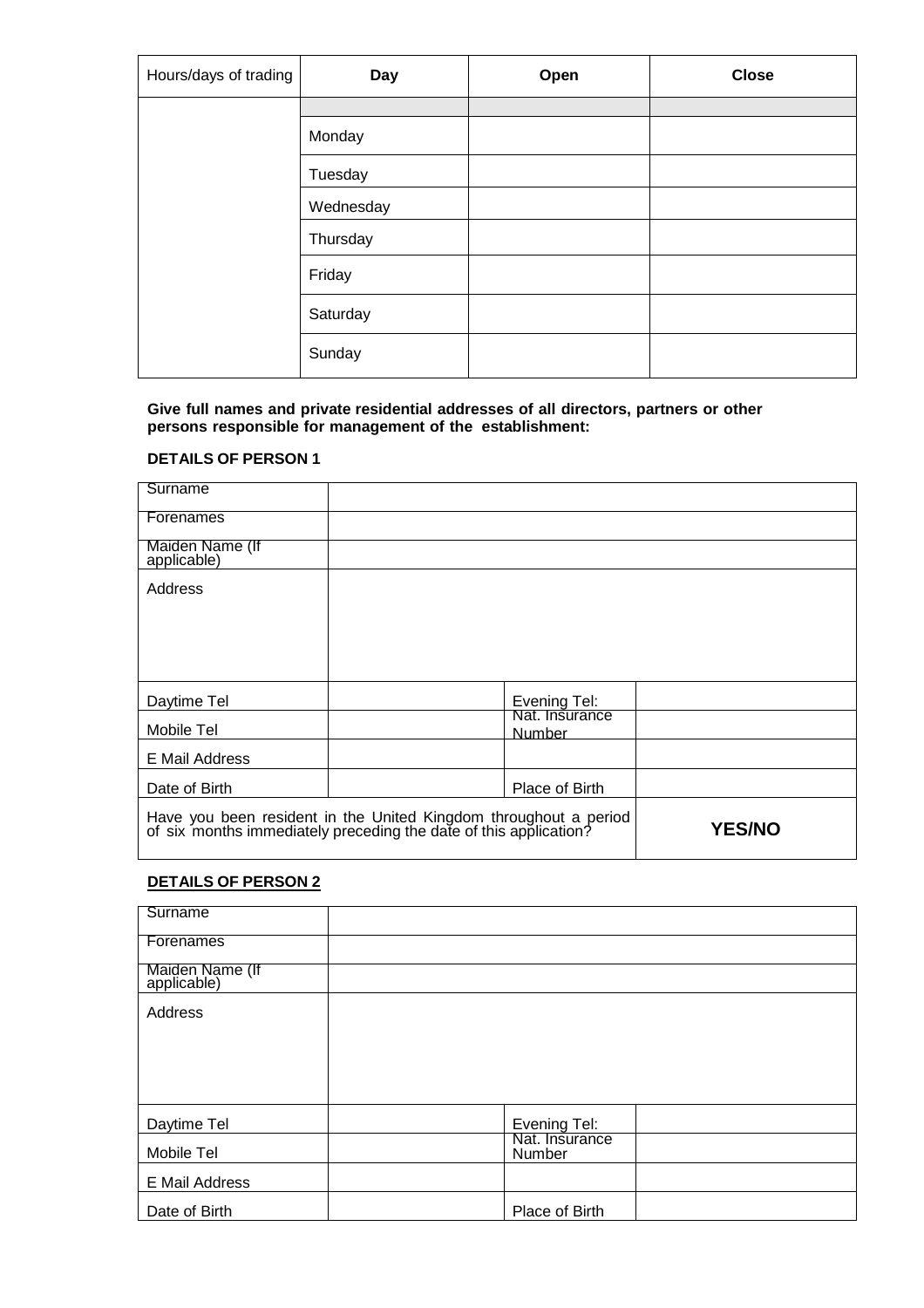| Hours/days of trading | Day | Open | Close |
| --- | --- | --- | --- |
| | | | |
| | Monday | | |
| | Tuesday | | |
| | Wednesday | | |
| | Thursday | | |
| | Friday | | |
| | Saturday | | |
| | Sunday | | |

**Give full names and private residential addresses of all directors, partners or other persons responsible for management of the establishment:**

**DETAILS OF PERSON 1**

| Surname | | | |
| --- | --- | --- | --- |
| Forenames | | | |
| Maiden Name (If applicable) | | | |
| Address | | | |
| Daytime Tel | | Evening Tel: | |
| Mobile Tel | | Nat. Insurance Number | |
| E Mail Address | | | |
| Date of Birth | | Place of Birth | |
| Have you been resident in the United Kingdom throughout a period of six months immediately preceding the date of this application? | | | **YES/NO** |

**DETAILS OF PERSON 2**

| Surname | | | |
| --- | --- | --- | --- |
| Forenames | | | |
| Maiden Name (If applicable) | | | |
| Address | | | |
| Daytime Tel | | Evening Tel: | |
| Mobile Tel | | Nat. Insurance Number | |
| E Mail Address | | | |
| Date of Birth | | Place of Birth | |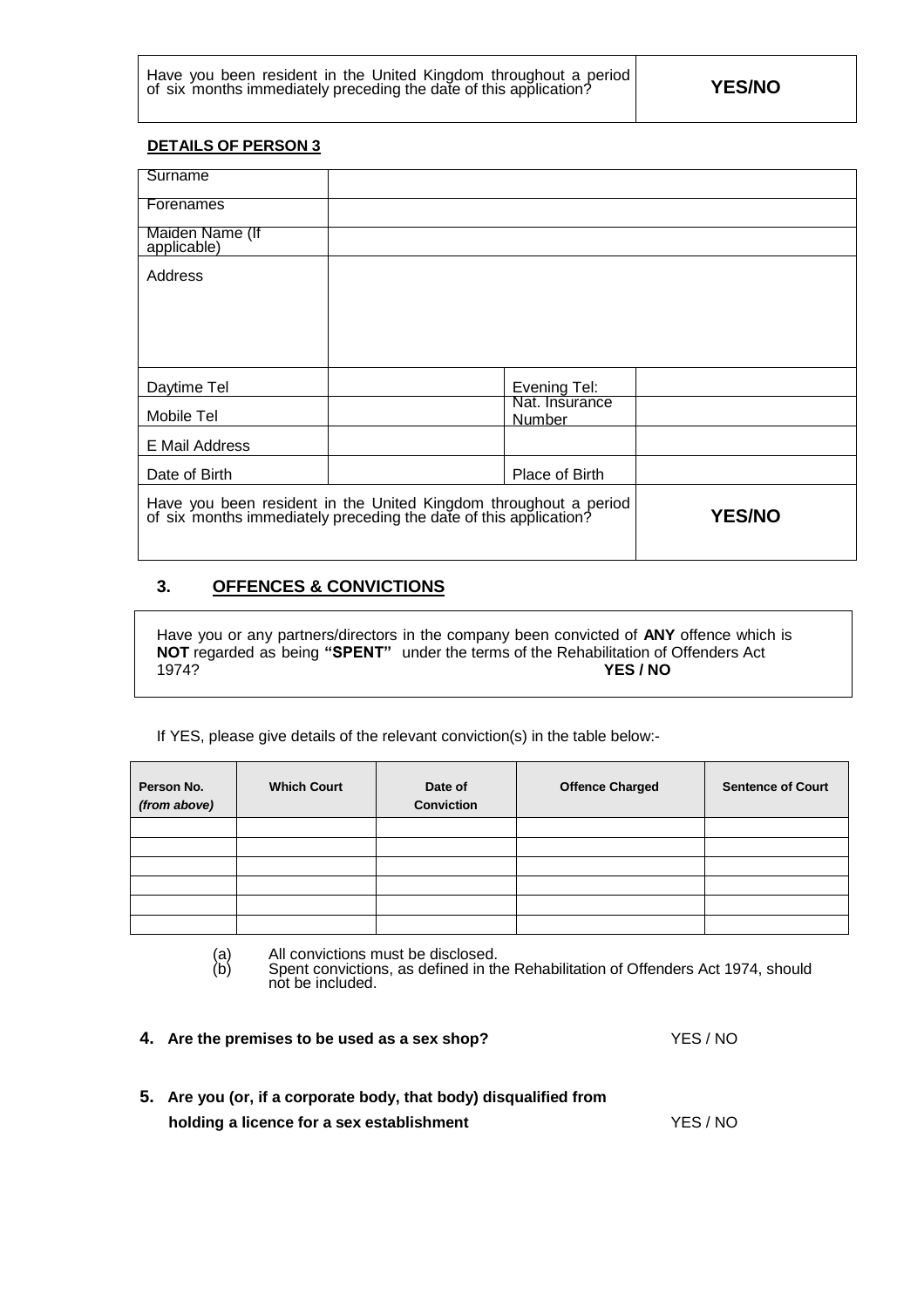| Have you been resident in the United Kingdom throughout a period of six months immediately preceding the date of this application? | **YES/NO** |
|---|---|

**DETAILS OF PERSON 3**

| Surname | | | |
|---|---|---|---|
| Forenames | | | |
| Maiden Name (If applicable) | | | |
| Address | | | |
| Daytime Tel | | Evening Tel: | |
| Mobile Tel | | Nat. Insurance Number | |
| E Mail Address | | | |
| Date of Birth | | Place of Birth | |
| Have you been resident in the United Kingdom throughout a period of six months immediately preceding the date of this application? | | | **YES/NO** |

## 3. OFFENCES & CONVICTIONS

Have you or any partners/directors in the company been convicted of **ANY** offence which is **NOT** regarded as being **"SPENT"** under the terms of the Rehabilitation of Offenders Act 1974? **YES / NO**

If YES, please give details of the relevant conviction(s) in the table below:-

| Person No. *(from above)* | Which Court | Date of Conviction | Offence Charged | Sentence of Court |
|---|---|---|---|---|
| | | | | |
| | | | | |
| | | | | |
| | | | | |
| | | | | |
| | | | | |

(a) All convictions must be disclosed.
(b) Spent convictions, as defined in the Rehabilitation of Offenders Act 1974, should not be included.

**4. Are the premises to be used as a sex shop?** YES / NO

**5. Are you (or, if a corporate body, that body) disqualified from holding a licence for a sex establishment** YES / NO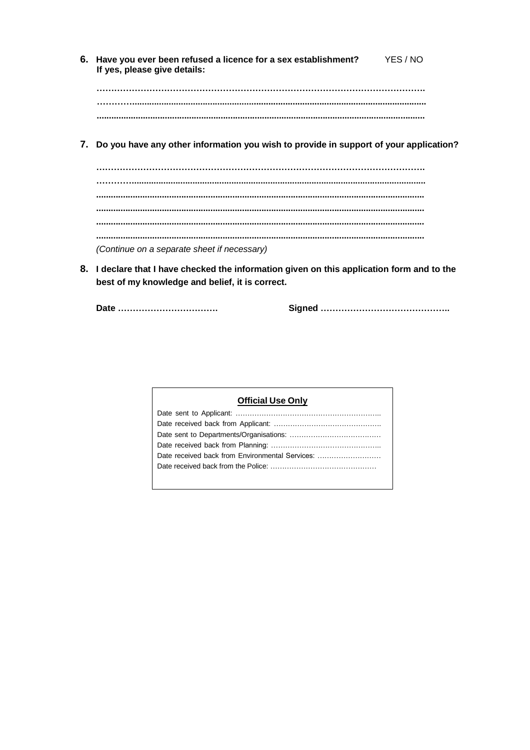6. **Have you ever been refused a licence for a sex establishment?** YES / NO
**If yes, please give details:**

……………………………………………………………………………………………………
……………………………………………………………………………………………………
……………………………………………………………………………………………………

7. **Do you have any other information you wish to provide in support of your application?**

……………………………………………………………………………………………………
……………………………………………………………………………………………………
……………………………………………………………………………………………………
……………………………………………………………………………………………………
……………………………………………………………………………………………………
……………………………………………………………………………………………………

*(Continue on a separate sheet if necessary)*

8. **I declare that I have checked the information given on this application form and to the best of my knowledge and belief, it is correct.**

**Date** ……………………………… **Signed** ……………………………………..

**Official Use Only**

Date sent to Applicant: ……………………………………………………..
Date received back from Applicant: ……………………………………….
Date sent to Departments/Organisations: …………………………………
Date received back from Planning: ………………………………………..
Date received back from Environmental Services: ………………………
Date received back from the Police: ………………………………………